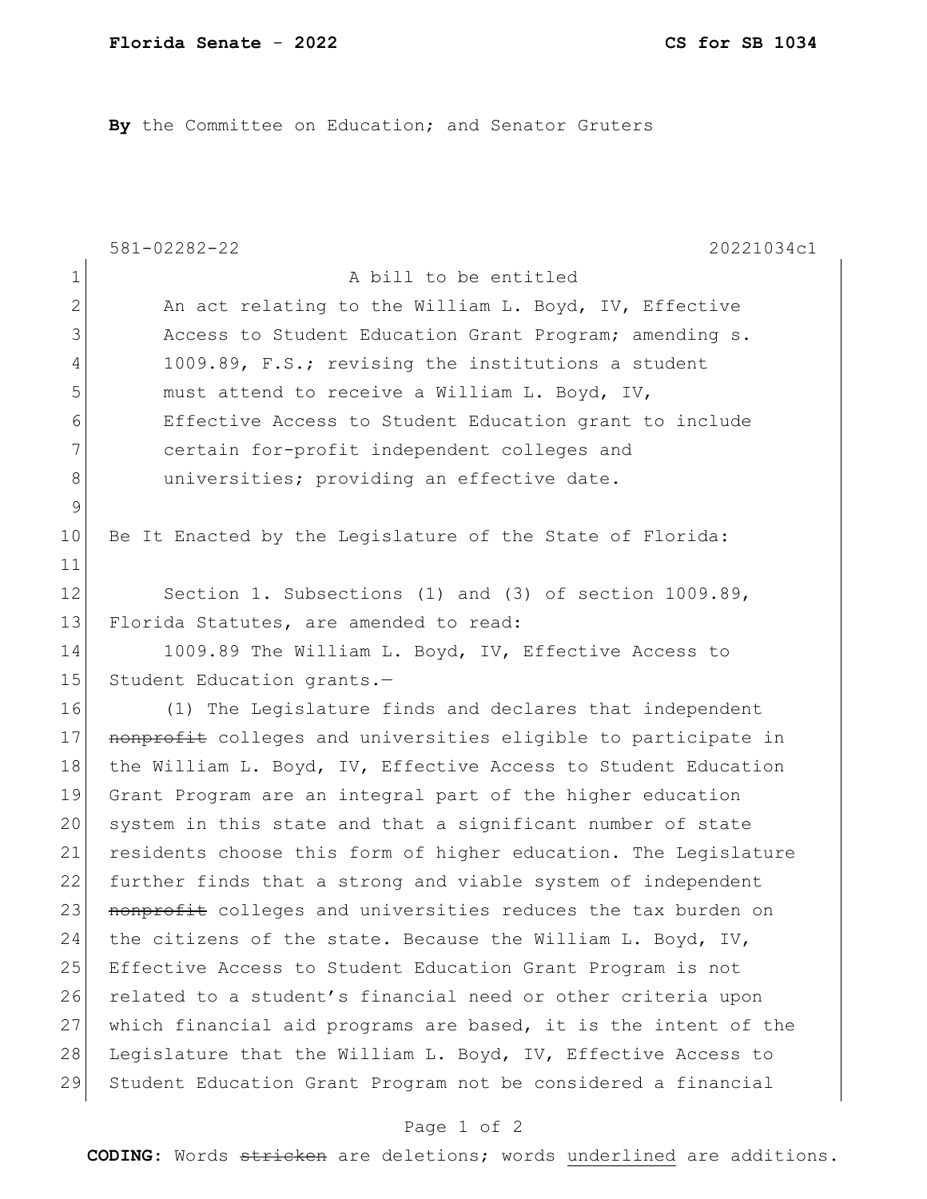**By** the Committee on Education; and Senator Gruters

581-02282-22 20221034c1

A bill to be entitled

An act relating to the William L. Boyd, IV, Effective Access to Student Education Grant Program; amending s. 1009.89, F.S.; revising the institutions a student must attend to receive a William L. Boyd, IV, Effective Access to Student Education grant to include certain for-profit independent colleges and universities; providing an effective date.

Be It Enacted by the Legislature of the State of Florida:

Section 1. Subsections (1) and (3) of section 1009.89, Florida Statutes, are amended to read:

1009.89 The William L. Boyd, IV, Effective Access to Student Education grants.—

(1) The Legislature finds and declares that independent ~~nonprofit~~ colleges and universities eligible to participate in the William L. Boyd, IV, Effective Access to Student Education Grant Program are an integral part of the higher education system in this state and that a significant number of state residents choose this form of higher education. The Legislature further finds that a strong and viable system of independent ~~nonprofit~~ colleges and universities reduces the tax burden on the citizens of the state. Because the William L. Boyd, IV, Effective Access to Student Education Grant Program is not related to a student's financial need or other criteria upon which financial aid programs are based, it is the intent of the Legislature that the William L. Boyd, IV, Effective Access to Student Education Grant Program not be considered a financial

**CODING:** Words ~~stricken~~ are deletions; words <u>underlined</u> are additions.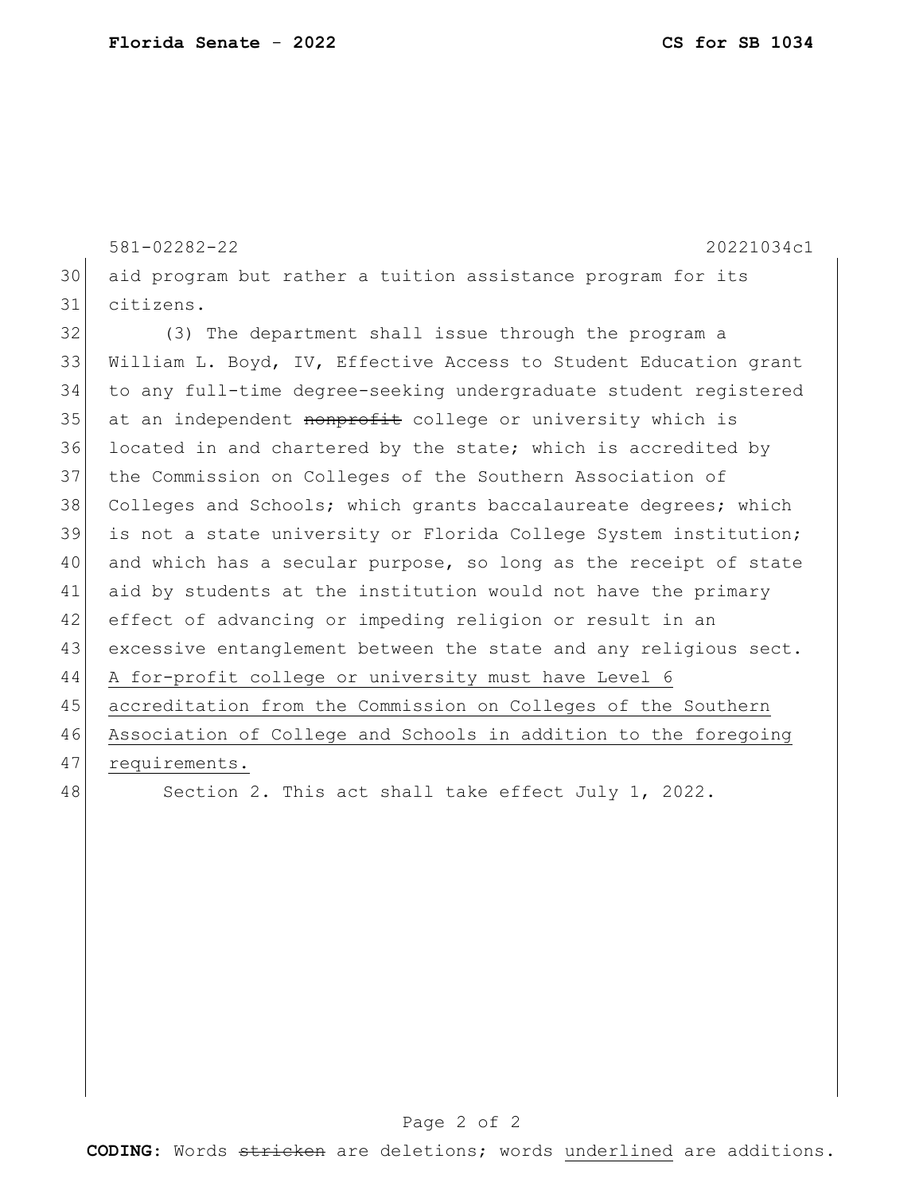aid program but rather a tuition assistance program for its citizens.

(3) The department shall issue through the program a William L. Boyd, IV, Effective Access to Student Education grant to any full-time degree-seeking undergraduate student registered at an independent ~~nonprofit~~ college or university which is located in and chartered by the state; which is accredited by the Commission on Colleges of the Southern Association of Colleges and Schools; which grants baccalaureate degrees; which is not a state university or Florida College System institution; and which has a secular purpose, so long as the receipt of state aid by students at the institution would not have the primary effect of advancing or impeding religion or result in an excessive entanglement between the state and any religious sect. <u>A for-profit college or university must have Level 6 accreditation from the Commission on Colleges of the Southern Association of College and Schools in addition to the foregoing requirements.</u>

Section 2. This act shall take effect July 1, 2022.

**CODING:** Words ~~stricken~~ are deletions; words <u>underlined</u> are additions.